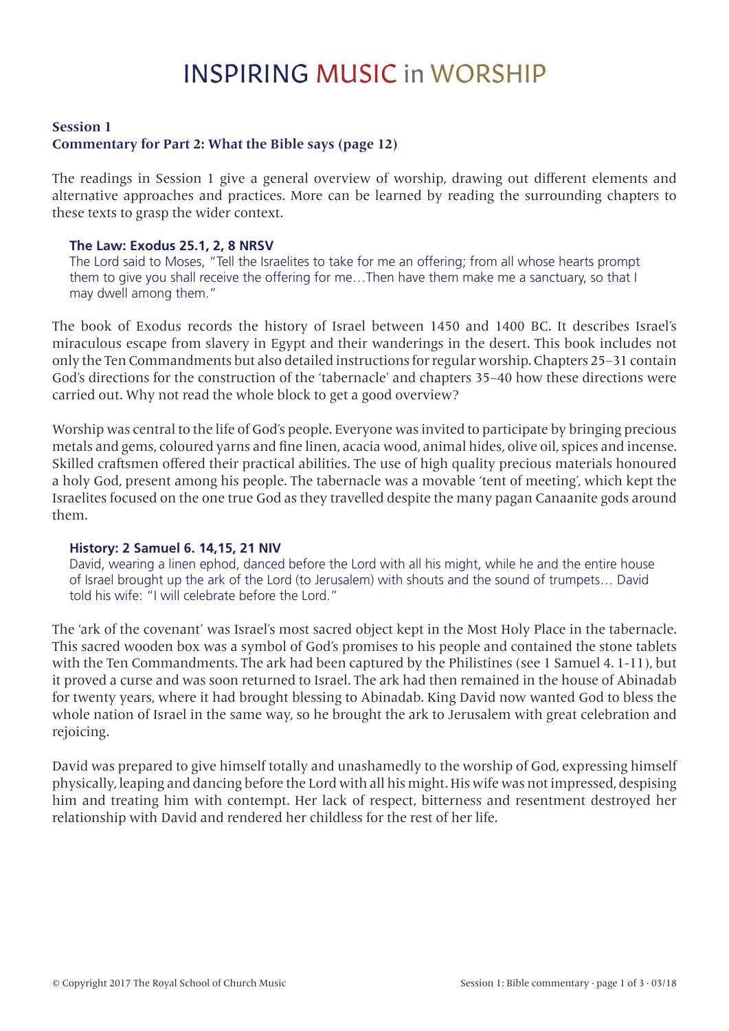# INSPIRING MUSIC in WORSHIP

**Session 1**
**Commentary for Part 2: What the Bible says (page 12)**

The readings in Session 1 give a general overview of worship, drawing out different elements and alternative approaches and practices. More can be learned by reading the surrounding chapters to these texts to grasp the wider context.

> **The Law: Exodus 25.1, 2, 8 NRSV**
> The Lord said to Moses, "Tell the Israelites to take for me an offering; from all whose hearts prompt them to give you shall receive the offering for me…Then have them make me a sanctuary, so that I may dwell among them."

The book of Exodus records the history of Israel between 1450 and 1400 BC. It describes Israel's miraculous escape from slavery in Egypt and their wanderings in the desert. This book includes not only the Ten Commandments but also detailed instructions for regular worship. Chapters 25–31 contain God's directions for the construction of the 'tabernacle' and chapters 35–40 how these directions were carried out. Why not read the whole block to get a good overview?

Worship was central to the life of God's people. Everyone was invited to participate by bringing precious metals and gems, coloured yarns and fine linen, acacia wood, animal hides, olive oil, spices and incense. Skilled craftsmen offered their practical abilities. The use of high quality precious materials honoured a holy God, present among his people. The tabernacle was a movable 'tent of meeting', which kept the Israelites focused on the one true God as they travelled despite the many pagan Canaanite gods around them.

> **History: 2 Samuel 6. 14,15, 21 NIV**
> David, wearing a linen ephod, danced before the Lord with all his might, while he and the entire house of Israel brought up the ark of the Lord (to Jerusalem) with shouts and the sound of trumpets… David told his wife: "I will celebrate before the Lord."

The 'ark of the covenant' was Israel's most sacred object kept in the Most Holy Place in the tabernacle. This sacred wooden box was a symbol of God's promises to his people and contained the stone tablets with the Ten Commandments. The ark had been captured by the Philistines (see 1 Samuel 4. 1-11), but it proved a curse and was soon returned to Israel. The ark had then remained in the house of Abinadab for twenty years, where it had brought blessing to Abinadab. King David now wanted God to bless the whole nation of Israel in the same way, so he brought the ark to Jerusalem with great celebration and rejoicing.

David was prepared to give himself totally and unashamedly to the worship of God, expressing himself physically, leaping and dancing before the Lord with all his might. His wife was not impressed, despising him and treating him with contempt. Her lack of respect, bitterness and resentment destroyed her relationship with David and rendered her childless for the rest of her life.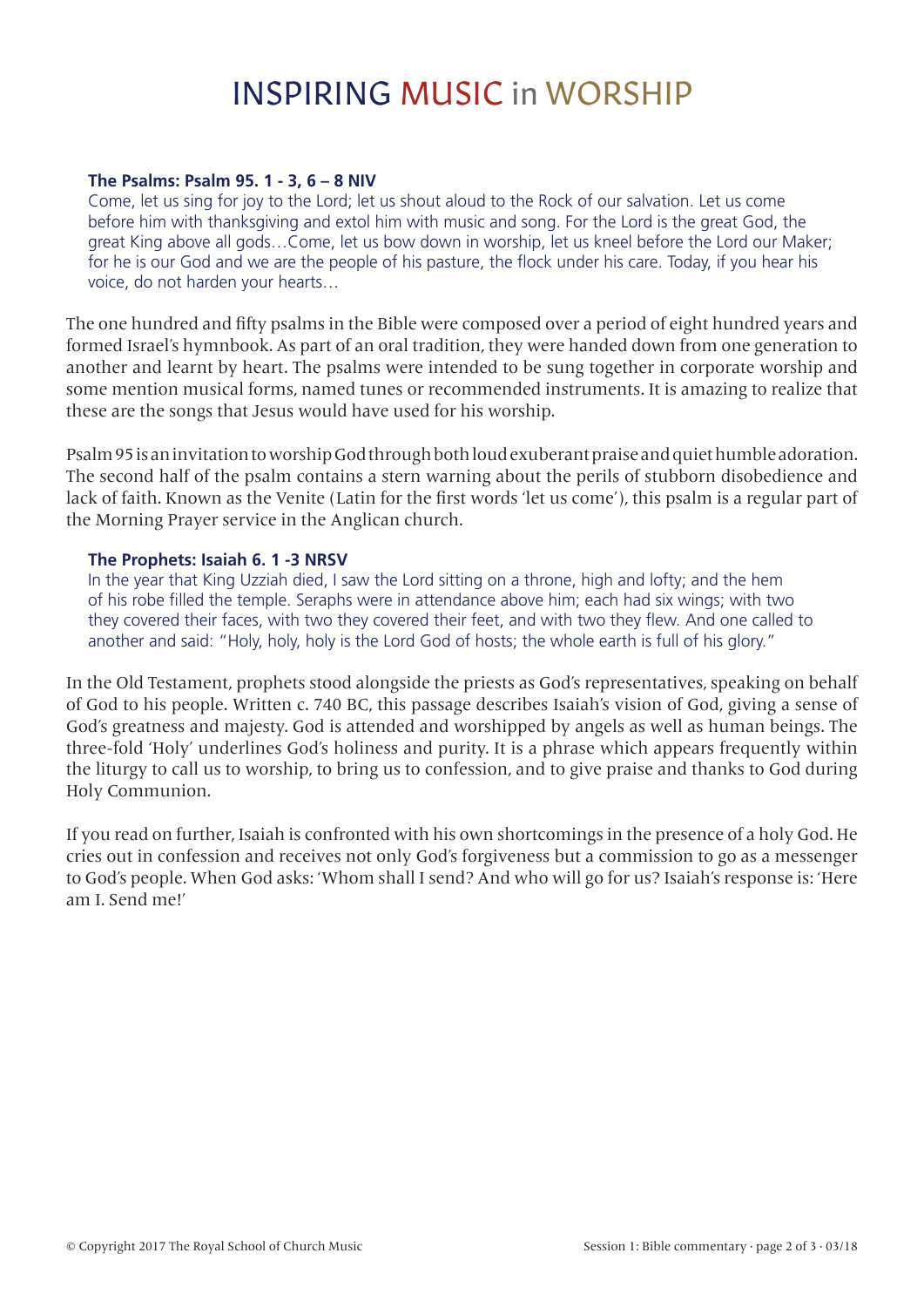# INSPIRING MUSIC in WORSHIP

**The Psalms: Psalm 95. 1 - 3, 6 – 8 NIV**

Come, let us sing for joy to the Lord; let us shout aloud to the Rock of our salvation. Let us come before him with thanksgiving and extol him with music and song. For the Lord is the great God, the great King above all gods…Come, let us bow down in worship, let us kneel before the Lord our Maker; for he is our God and we are the people of his pasture, the flock under his care. Today, if you hear his voice, do not harden your hearts…

The one hundred and fifty psalms in the Bible were composed over a period of eight hundred years and formed Israel's hymnbook. As part of an oral tradition, they were handed down from one generation to another and learnt by heart. The psalms were intended to be sung together in corporate worship and some mention musical forms, named tunes or recommended instruments. It is amazing to realize that these are the songs that Jesus would have used for his worship.

Psalm 95 is an invitation to worship God through both loud exuberant praise and quiet humble adoration. The second half of the psalm contains a stern warning about the perils of stubborn disobedience and lack of faith. Known as the Venite (Latin for the first words 'let us come'), this psalm is a regular part of the Morning Prayer service in the Anglican church.

**The Prophets: Isaiah 6. 1 -3 NRSV**

In the year that King Uzziah died, I saw the Lord sitting on a throne, high and lofty; and the hem of his robe filled the temple. Seraphs were in attendance above him; each had six wings; with two they covered their faces, with two they covered their feet, and with two they flew. And one called to another and said: "Holy, holy, holy is the Lord God of hosts; the whole earth is full of his glory."

In the Old Testament, prophets stood alongside the priests as God's representatives, speaking on behalf of God to his people. Written c. 740 BC, this passage describes Isaiah's vision of God, giving a sense of God's greatness and majesty. God is attended and worshipped by angels as well as human beings. The three-fold 'Holy' underlines God's holiness and purity. It is a phrase which appears frequently within the liturgy to call us to worship, to bring us to confession, and to give praise and thanks to God during Holy Communion.

If you read on further, Isaiah is confronted with his own shortcomings in the presence of a holy God. He cries out in confession and receives not only God's forgiveness but a commission to go as a messenger to God's people. When God asks: 'Whom shall I send? And who will go for us? Isaiah's response is: 'Here am I. Send me!'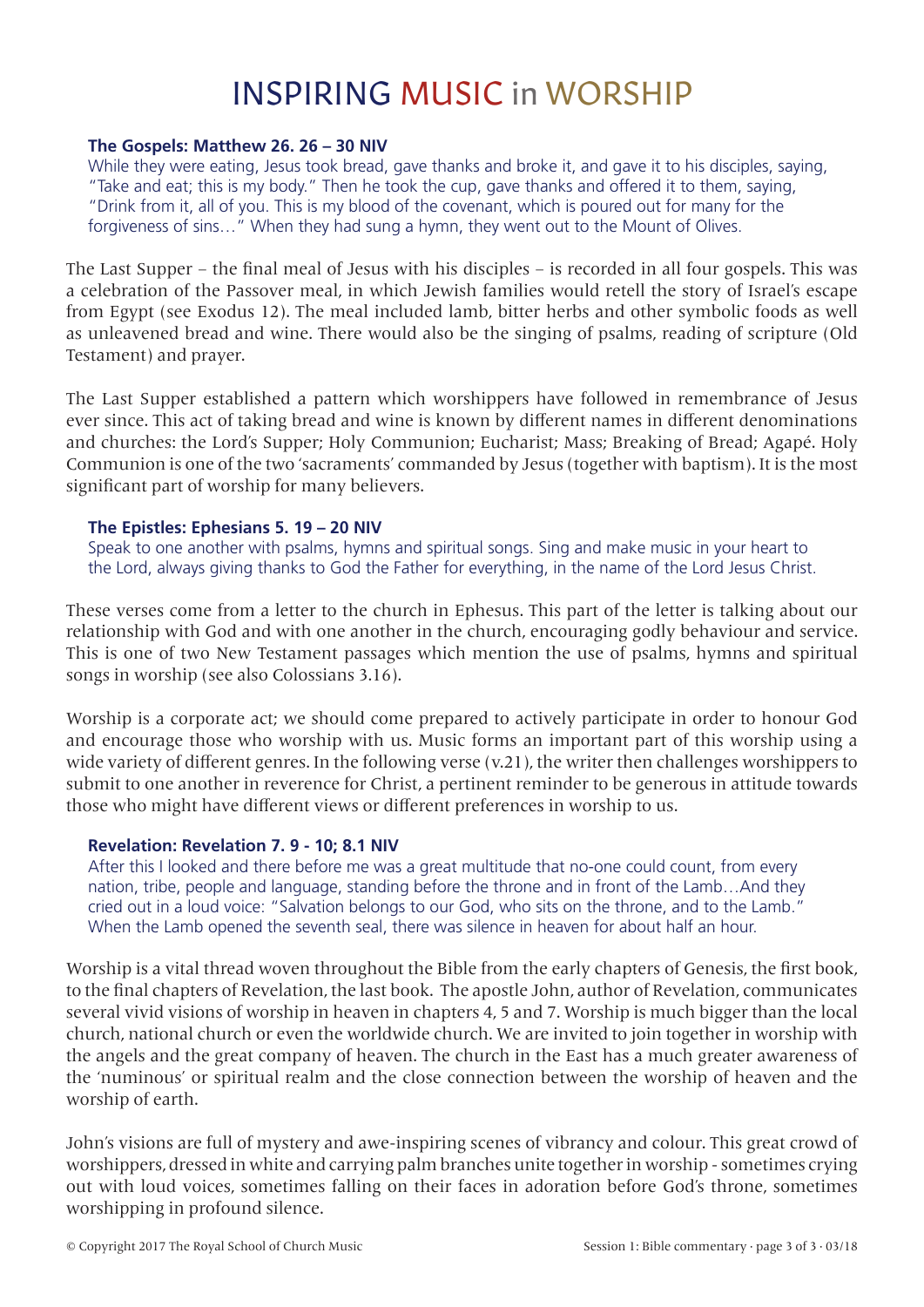# INSPIRING MUSIC in WORSHIP

**The Gospels: Matthew 26. 26 – 30 NIV**

While they were eating, Jesus took bread, gave thanks and broke it, and gave it to his disciples, saying, "Take and eat; this is my body." Then he took the cup, gave thanks and offered it to them, saying, "Drink from it, all of you. This is my blood of the covenant, which is poured out for many for the forgiveness of sins…" When they had sung a hymn, they went out to the Mount of Olives.

The Last Supper – the final meal of Jesus with his disciples – is recorded in all four gospels. This was a celebration of the Passover meal, in which Jewish families would retell the story of Israel's escape from Egypt (see Exodus 12). The meal included lamb, bitter herbs and other symbolic foods as well as unleavened bread and wine. There would also be the singing of psalms, reading of scripture (Old Testament) and prayer.

The Last Supper established a pattern which worshippers have followed in remembrance of Jesus ever since. This act of taking bread and wine is known by different names in different denominations and churches: the Lord's Supper; Holy Communion; Eucharist; Mass; Breaking of Bread; Agapé. Holy Communion is one of the two 'sacraments' commanded by Jesus (together with baptism). It is the most significant part of worship for many believers.

**The Epistles: Ephesians 5. 19 – 20 NIV**

Speak to one another with psalms, hymns and spiritual songs. Sing and make music in your heart to the Lord, always giving thanks to God the Father for everything, in the name of the Lord Jesus Christ.

These verses come from a letter to the church in Ephesus. This part of the letter is talking about our relationship with God and with one another in the church, encouraging godly behaviour and service. This is one of two New Testament passages which mention the use of psalms, hymns and spiritual songs in worship (see also Colossians 3.16).

Worship is a corporate act; we should come prepared to actively participate in order to honour God and encourage those who worship with us. Music forms an important part of this worship using a wide variety of different genres. In the following verse (v.21), the writer then challenges worshippers to submit to one another in reverence for Christ, a pertinent reminder to be generous in attitude towards those who might have different views or different preferences in worship to us.

**Revelation: Revelation 7. 9 - 10; 8.1 NIV**

After this I looked and there before me was a great multitude that no-one could count, from every nation, tribe, people and language, standing before the throne and in front of the Lamb…And they cried out in a loud voice: "Salvation belongs to our God, who sits on the throne, and to the Lamb." When the Lamb opened the seventh seal, there was silence in heaven for about half an hour.

Worship is a vital thread woven throughout the Bible from the early chapters of Genesis, the first book, to the final chapters of Revelation, the last book. The apostle John, author of Revelation, communicates several vivid visions of worship in heaven in chapters 4, 5 and 7. Worship is much bigger than the local church, national church or even the worldwide church. We are invited to join together in worship with the angels and the great company of heaven. The church in the East has a much greater awareness of the 'numinous' or spiritual realm and the close connection between the worship of heaven and the worship of earth.

John's visions are full of mystery and awe-inspiring scenes of vibrancy and colour. This great crowd of worshippers, dressed in white and carrying palm branches unite together in worship - sometimes crying out with loud voices, sometimes falling on their faces in adoration before God's throne, sometimes worshipping in profound silence.

© Copyright 2017 The Royal School of Church Music